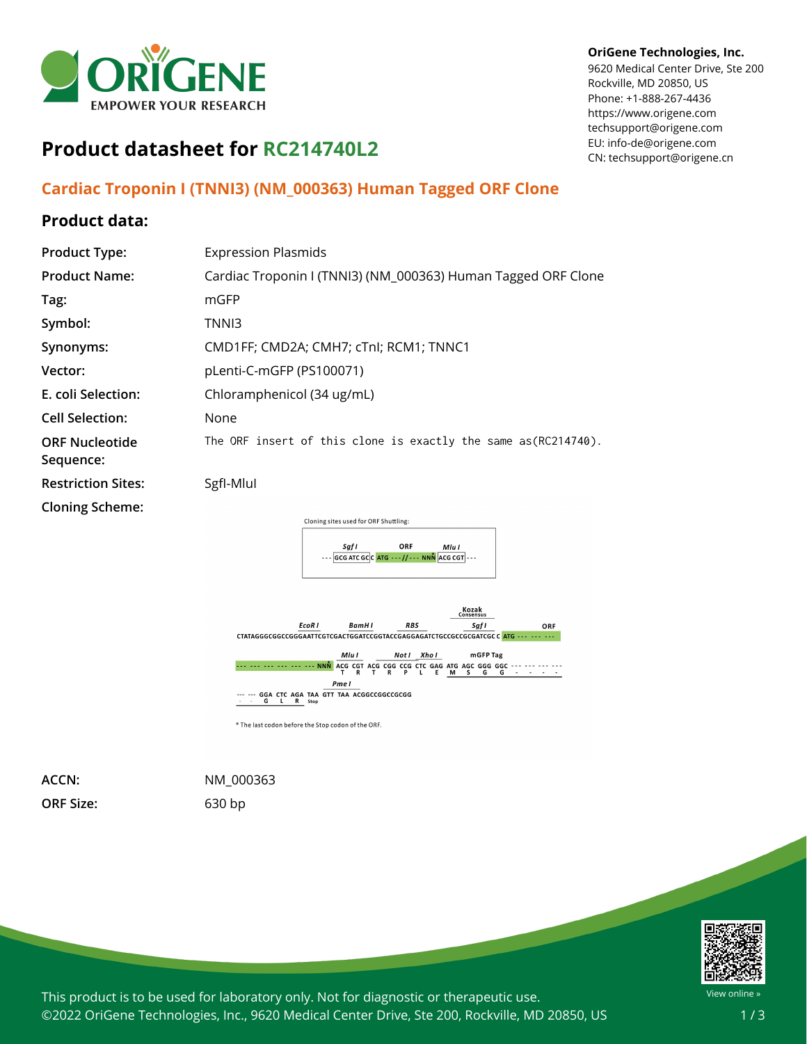# Product datasheet for RC214740L2

OriGene Technologies, Inc.
9620 Medical Center Drive, Ste 200
Rockville, MD 20850, US
Phone: +1-888-267-4436
https://www.origene.com
techsupport@origene.com
EU: info-de@origene.com
CN: techsupport@origene.cn

## Cardiac Troponin I (TNNI3) (NM_000363) Human Tagged ORF Clone

### Product data:

| | |
|---|---|
| **Product Type:** | Expression Plasmids |
| **Product Name:** | Cardiac Troponin I (TNNI3) (NM_000363) Human Tagged ORF Clone |
| **Tag:** | mGFP |
| **Symbol:** | TNNI3 |
| **Synonyms:** | CMD1FF; CMD2A; CMH7; cTnI; RCM1; TNNC1 |
| **Vector:** | pLenti-C-mGFP (PS100071) |
| **E. coli Selection:** | Chloramphenicol (34 ug/mL) |
| **Cell Selection:** | None |
| **ORF Nucleotide Sequence:** | The ORF insert of this clone is exactly the same as(RC214740). |
| **Restriction Sites:** | SgfI-MluI |
| **Cloning Scheme:** | |

Cloning sites used for ORF Shuttling:

```
          SgfI           ORF          MluI
--- GCG ATC GC C  ATG ---//--- NNN  ACG CGT ---
```

```
                                                                   Kozak
                    EcoR I      BamH I        RBS                 Consensus
                                                                    SgfI            ORF
CTATAGGGCGGCCGGGAATTCGTCGACTGGATCCGGTACCGAGGAGATCTGCCGCCGCGATCGC C ATG --- --- ---

                                   MluI         NotI  XhoI         mGFP Tag
--- --- --- --- --- --- --- NNN  ACG CGT ACG CGG CCG CTC GAG ATG AGC GGG GGC --- --- --- ---
                                  T   R   T   R   P   L   E   M   S   G   G   -   -   -   -
                       PmeI
--- --- GGA CTC AGA TAA GTT TAA ACGGCCGGCCGCGG
 -   -   G   L   R  Stop
```

* The last codon before the Stop codon of the ORF.

| | |
|---|---|
| **ACCN:** | NM_000363 |
| **ORF Size:** | 630 bp |

This product is to be used for laboratory only. Not for diagnostic or therapeutic use.
©2022 OriGene Technologies, Inc., 9620 Medical Center Drive, Ste 200, Rockville, MD 20850, US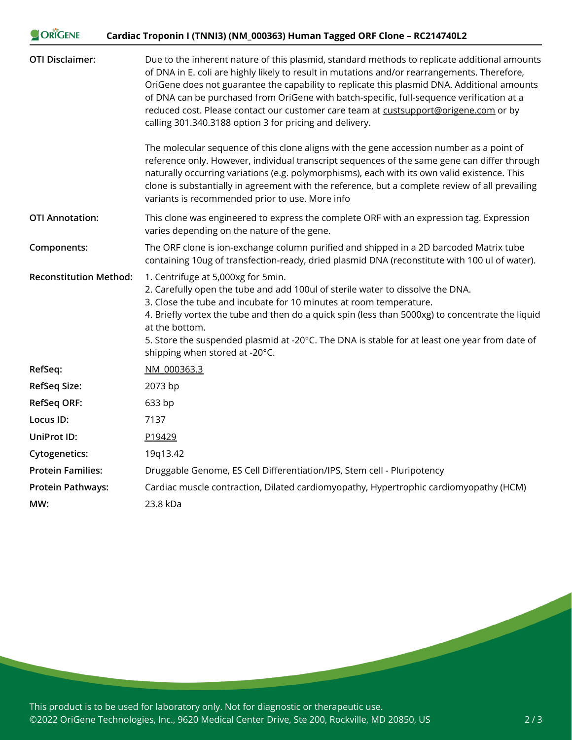| | |
|---|---|
| **OTI Disclaimer:** | Due to the inherent nature of this plasmid, standard methods to replicate additional amounts of DNA in E. coli are highly likely to result in mutations and/or rearrangements. Therefore, OriGene does not guarantee the capability to replicate this plasmid DNA. Additional amounts of DNA can be purchased from OriGene with batch-specific, full-sequence verification at a reduced cost. Please contact our customer care team at custsupport@origene.com or by calling 301.340.3188 option 3 for pricing and delivery.<br><br>The molecular sequence of this clone aligns with the gene accession number as a point of reference only. However, individual transcript sequences of the same gene can differ through naturally occurring variations (e.g. polymorphisms), each with its own valid existence. This clone is substantially in agreement with the reference, but a complete review of all prevailing variants is recommended prior to use. More info |
| **OTI Annotation:** | This clone was engineered to express the complete ORF with an expression tag. Expression varies depending on the nature of the gene. |
| **Components:** | The ORF clone is ion-exchange column purified and shipped in a 2D barcoded Matrix tube containing 10ug of transfection-ready, dried plasmid DNA (reconstitute with 100 ul of water). |
| **Reconstitution Method:** | 1. Centrifuge at 5,000xg for 5min.<br>2. Carefully open the tube and add 100ul of sterile water to dissolve the DNA.<br>3. Close the tube and incubate for 10 minutes at room temperature.<br>4. Briefly vortex the tube and then do a quick spin (less than 5000xg) to concentrate the liquid at the bottom.<br>5. Store the suspended plasmid at -20°C. The DNA is stable for at least one year from date of shipping when stored at -20°C. |
| **RefSeq:** | NM_000363.3 |
| **RefSeq Size:** | 2073 bp |
| **RefSeq ORF:** | 633 bp |
| **Locus ID:** | 7137 |
| **UniProt ID:** | P19429 |
| **Cytogenetics:** | 19q13.42 |
| **Protein Families:** | Druggable Genome, ES Cell Differentiation/IPS, Stem cell - Pluripotency |
| **Protein Pathways:** | Cardiac muscle contraction, Dilated cardiomyopathy, Hypertrophic cardiomyopathy (HCM) |
| **MW:** | 23.8 kDa |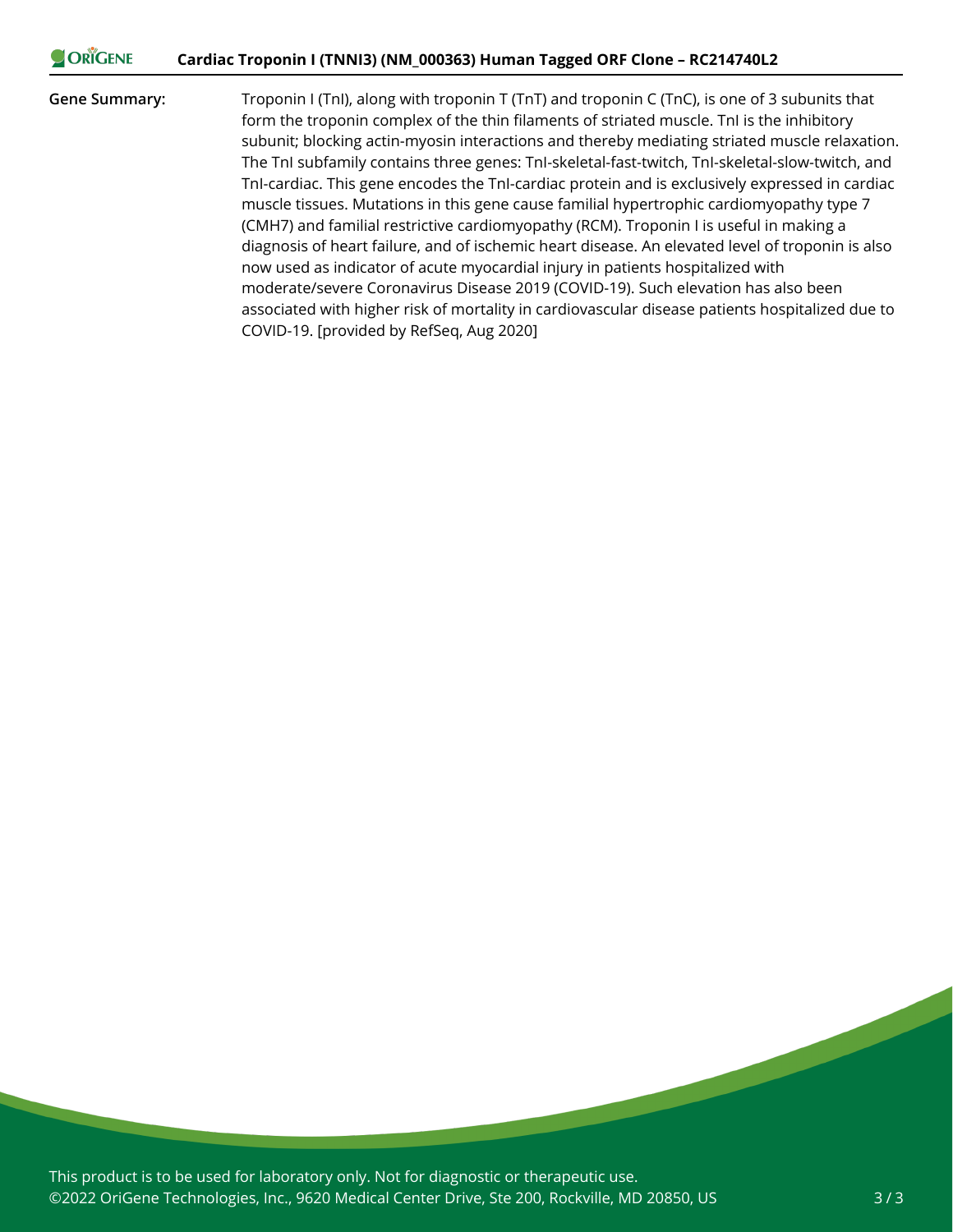**Gene Summary:** Troponin I (TnI), along with troponin T (TnT) and troponin C (TnC), is one of 3 subunits that form the troponin complex of the thin filaments of striated muscle. TnI is the inhibitory subunit; blocking actin-myosin interactions and thereby mediating striated muscle relaxation. The TnI subfamily contains three genes: TnI-skeletal-fast-twitch, TnI-skeletal-slow-twitch, and TnI-cardiac. This gene encodes the TnI-cardiac protein and is exclusively expressed in cardiac muscle tissues. Mutations in this gene cause familial hypertrophic cardiomyopathy type 7 (CMH7) and familial restrictive cardiomyopathy (RCM). Troponin I is useful in making a diagnosis of heart failure, and of ischemic heart disease. An elevated level of troponin is also now used as indicator of acute myocardial injury in patients hospitalized with moderate/severe Coronavirus Disease 2019 (COVID-19). Such elevation has also been associated with higher risk of mortality in cardiovascular disease patients hospitalized due to COVID-19. [provided by RefSeq, Aug 2020]